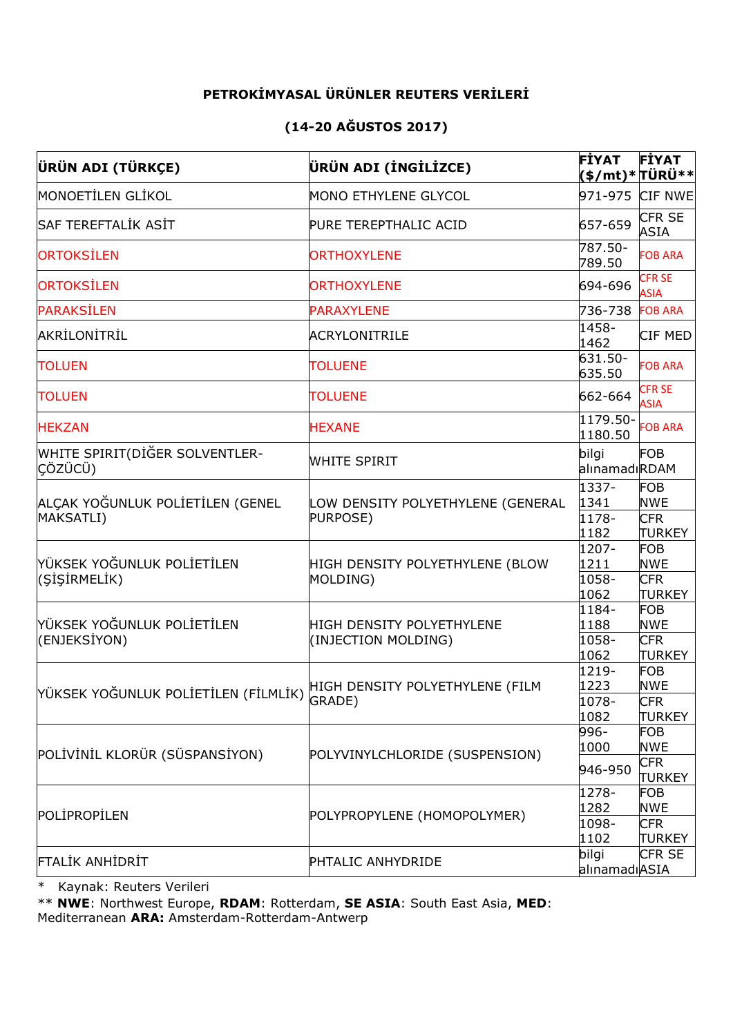**PETROKİMYASAL ÜRÜNLER REUTERS VERİLERİ**

**(14-20 AĞUSTOS 2017)**

| ÜRÜN ADI (TÜRKÇE) | ÜRÜN ADI (İNGİLİZCE) | FİYAT ($/mt)* | FİYAT TÜRÜ** |
|---|---|---|---|
| MONOETİLEN GLİKOL | MONO ETHYLENE GLYCOL | 971-975 | CIF NWE |
| SAF TEREFTALİK ASİT | PURE TEREPTHALIC ACID | 657-659 | CFR SE ASIA |
| ORTOKSİLEN | ORTHOXYLENE | 787.50-789.50 | FOB ARA |
| ORTOKSİLEN | ORTHOXYLENE | 694-696 | CFR SE ASIA |
| PARAKSİLEN | PARAXYLENE | 736-738 | FOB ARA |
| AKRİLONİTRİL | ACRYLONITRILE | 1458-1462 | CIF MED |
| TOLUEN | TOLUENE | 631.50-635.50 | FOB ARA |
| TOLUEN | TOLUENE | 662-664 | CFR SE ASIA |
| HEKZAN | HEXANE | 1179.50-1180.50 | FOB ARA |
| WHITE SPIRIT(DİĞER SOLVENTLER-ÇÖZÜCÜ) | WHITE SPIRIT | bilgi alınamadı | FOB RDAM |
| ALÇAK YOĞUNLUK POLİETİLEN (GENEL MAKSATLI) | LOW DENSITY POLYETHYLENE (GENERAL PURPOSE) | 1337-1341 | FOB NWE |
| | | 1178-1182 | CFR TURKEY |
| YÜKSEK YOĞUNLUK POLİETİLEN (ŞİŞİRMELİK) | HIGH DENSITY POLYETHYLENE (BLOW MOLDING) | 1207-1211 | FOB NWE |
| | | 1058-1062 | CFR TURKEY |
| YÜKSEK YOĞUNLUK POLİETİLEN (ENJEKSİYON) | HIGH DENSITY POLYETHYLENE (INJECTION MOLDING) | 1184-1188 | FOB NWE |
| | | 1058-1062 | CFR TURKEY |
| YÜKSEK YOĞUNLUK POLİETİLEN (FİLMLİK) | HIGH DENSITY POLYETHYLENE (FILM GRADE) | 1219-1223 | FOB NWE |
| | | 1078-1082 | CFR TURKEY |
| POLİVİNİL KLORÜR (SÜSPANSİYON) | POLYVINYLCHLORIDE (SUSPENSION) | 996-1000 | FOB NWE |
| | | 946-950 | CFR TURKEY |
| POLİPROPİLEN | POLYPROPYLENE (HOMOPOLYMER) | 1278-1282 | FOB NWE |
| | | 1098-1102 | CFR TURKEY |
| FTALİK ANHİDRİT | PHTALIC ANHYDRIDE | bilgi alınamadı | CFR SE ASIA |

\* Kaynak: Reuters Verileri

** **NWE**: Northwest Europe, **RDAM**: Rotterdam, **SE ASIA**: South East Asia, **MED**: Mediterranean **ARA:** Amsterdam-Rotterdam-Antwerp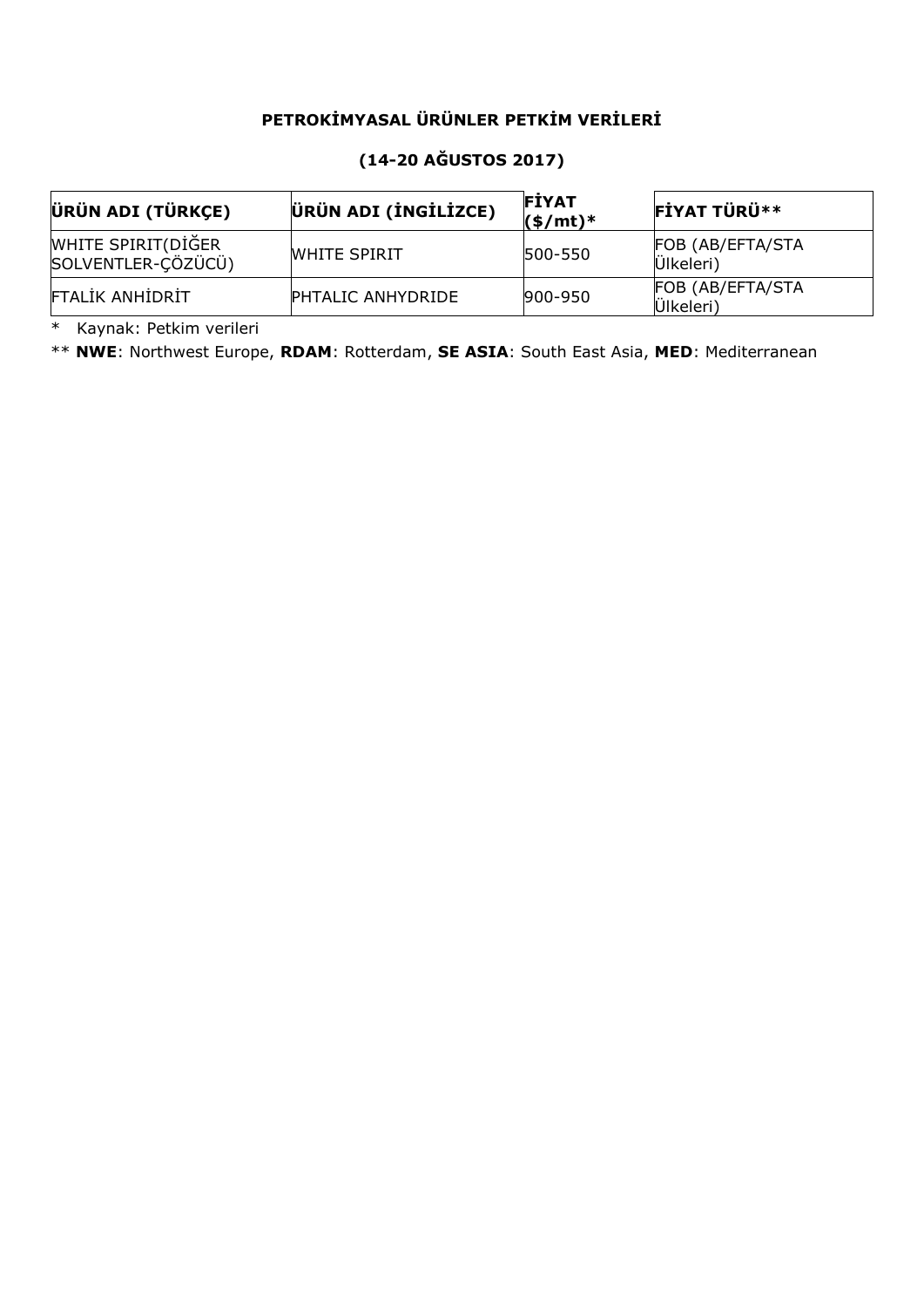**PETROKİMYASAL ÜRÜNLER PETKİM VERİLERİ**

**(14-20 AĞUSTOS 2017)**

| **ÜRÜN ADI (TÜRKÇE)** | **ÜRÜN ADI (İNGİLİZCE)** | **FİYAT ($/mt)*** | **FİYAT TÜRÜ**** |
|---|---|---|---|
| WHITE SPIRIT(DİĞER SOLVENTLER-ÇÖZÜCÜ) | WHITE SPIRIT | 500-550 | FOB (AB/EFTA/STA Ülkeleri) |
| FTALİK ANHİDRİT | PHTALIC ANHYDRIDE | 900-950 | FOB (AB/EFTA/STA Ülkeleri) |

\* Kaynak: Petkim verileri

** **NWE**: Northwest Europe, **RDAM**: Rotterdam, **SE ASIA**: South East Asia, **MED**: Mediterranean